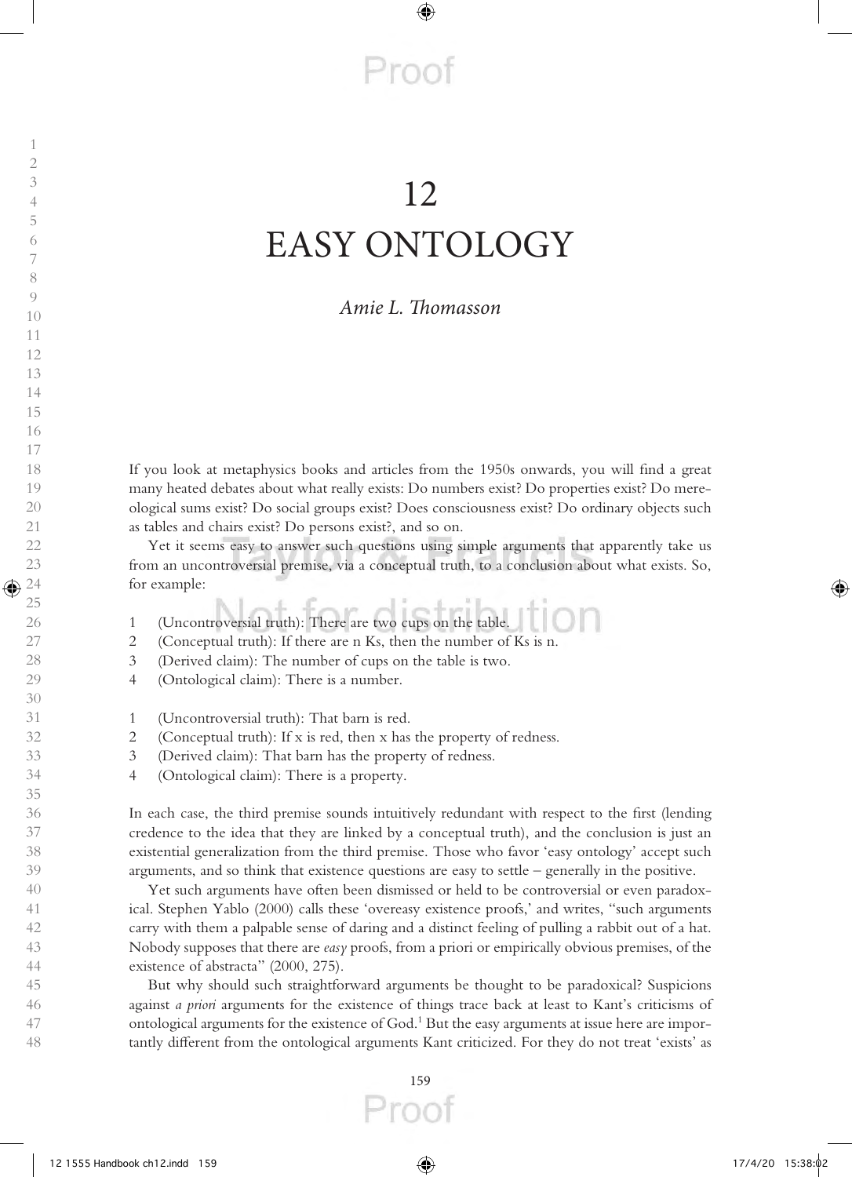# 12
# EASY ONTOLOGY

*Amie L. Thomasson*

If you look at metaphysics books and articles from the 1950s onwards, you will find a great many heated debates about what really exists: Do numbers exist? Do properties exist? Do mereological sums exist? Do social groups exist? Does consciousness exist? Do ordinary objects such as tables and chairs exist? Do persons exist?, and so on.

Yet it seems easy to answer such questions using simple arguments that apparently take us from an uncontroversial premise, via a conceptual truth, to a conclusion about what exists. So, for example:

1. (Uncontroversial truth): There are two cups on the table.
2. (Conceptual truth): If there are n Ks, then the number of Ks is n.
3. (Derived claim): The number of cups on the table is two.
4. (Ontological claim): There is a number.

1. (Uncontroversial truth): That barn is red.
2. (Conceptual truth): If x is red, then x has the property of redness.
3. (Derived claim): That barn has the property of redness.
4. (Ontological claim): There is a property.

In each case, the third premise sounds intuitively redundant with respect to the first (lending credence to the idea that they are linked by a conceptual truth), and the conclusion is just an existential generalization from the third premise. Those who favor 'easy ontology' accept such arguments, and so think that existence questions are easy to settle – generally in the positive.

Yet such arguments have often been dismissed or held to be controversial or even paradoxical. Stephen Yablo (2000) calls these 'overeasy existence proofs,' and writes, "such arguments carry with them a palpable sense of daring and a distinct feeling of pulling a rabbit out of a hat. Nobody supposes that there are *easy* proofs, from a priori or empirically obvious premises, of the existence of abstracta" (2000, 275).

But why should such straightforward arguments be thought to be paradoxical? Suspicions against *a priori* arguments for the existence of things trace back at least to Kant's criticisms of ontological arguments for the existence of God.[1] But the easy arguments at issue here are importantly different from the ontological arguments Kant criticized. For they do not treat 'exists' as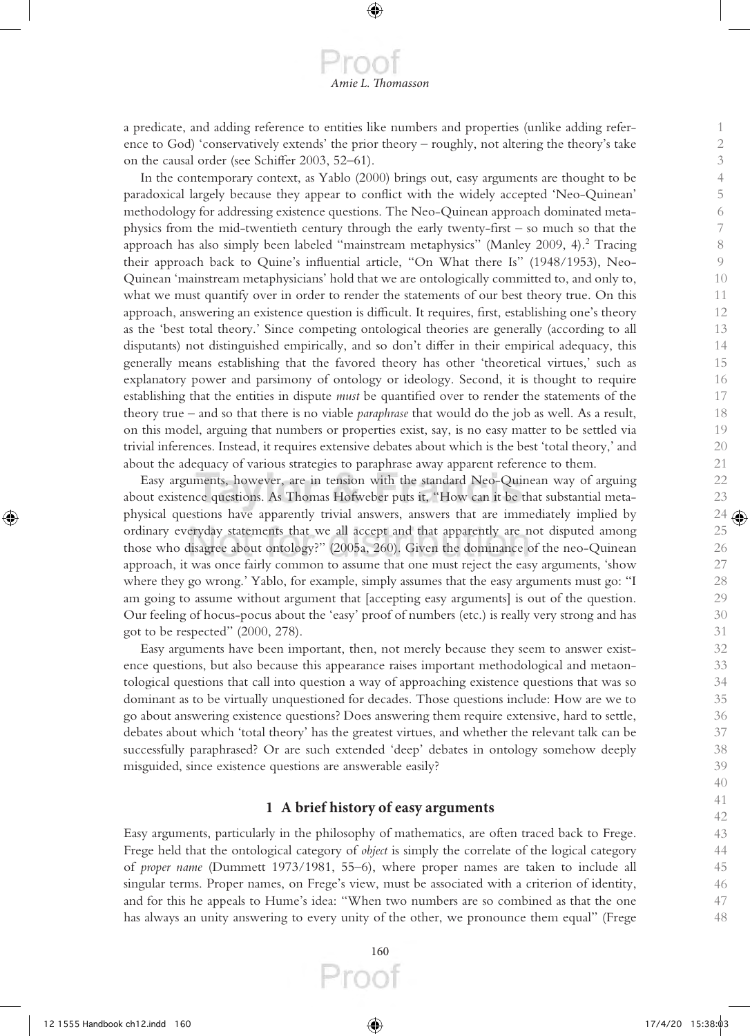a predicate, and adding reference to entities like numbers and properties (unlike adding reference to God) 'conservatively extends' the prior theory – roughly, not altering the theory's take on the causal order (see Schiffer 2003, 52–61).

In the contemporary context, as Yablo (2000) brings out, easy arguments are thought to be paradoxical largely because they appear to conflict with the widely accepted 'Neo-Quinean' methodology for addressing existence questions. The Neo-Quinean approach dominated metaphysics from the mid-twentieth century through the early twenty-first – so much so that the approach has also simply been labeled "mainstream metaphysics" (Manley 2009, 4).[2] Tracing their approach back to Quine's influential article, "On What there Is" (1948/1953), Neo-Quinean 'mainstream metaphysicians' hold that we are ontologically committed to, and only to, what we must quantify over in order to render the statements of our best theory true. On this approach, answering an existence question is difficult. It requires, first, establishing one's theory as the 'best total theory.' Since competing ontological theories are generally (according to all disputants) not distinguished empirically, and so don't differ in their empirical adequacy, this generally means establishing that the favored theory has other 'theoretical virtues,' such as explanatory power and parsimony of ontology or ideology. Second, it is thought to require establishing that the entities in dispute *must* be quantified over to render the statements of the theory true – and so that there is no viable *paraphrase* that would do the job as well. As a result, on this model, arguing that numbers or properties exist, say, is no easy matter to be settled via trivial inferences. Instead, it requires extensive debates about which is the best 'total theory,' and about the adequacy of various strategies to paraphrase away apparent reference to them.

Easy arguments, however, are in tension with the standard Neo-Quinean way of arguing about existence questions. As Thomas Hofweber puts it, "How can it be that substantial metaphysical questions have apparently trivial answers, answers that are immediately implied by ordinary everyday statements that we all accept and that apparently are not disputed among those who disagree about ontology?" (2005a, 260). Given the dominance of the neo-Quinean approach, it was once fairly common to assume that one must reject the easy arguments, 'show where they go wrong.' Yablo, for example, simply assumes that the easy arguments must go: "I am going to assume without argument that [accepting easy arguments] is out of the question. Our feeling of hocus-pocus about the 'easy' proof of numbers (etc.) is really very strong and has got to be respected" (2000, 278).

Easy arguments have been important, then, not merely because they seem to answer existence questions, but also because this appearance raises important methodological and metaontological questions that call into question a way of approaching existence questions that was so dominant as to be virtually unquestioned for decades. Those questions include: How are we to go about answering existence questions? Does answering them require extensive, hard to settle, debates about which 'total theory' has the greatest virtues, and whether the relevant talk can be successfully paraphrased? Or are such extended 'deep' debates in ontology somehow deeply misguided, since existence questions are answerable easily?

## 1 A brief history of easy arguments

Easy arguments, particularly in the philosophy of mathematics, are often traced back to Frege. Frege held that the ontological category of *object* is simply the correlate of the logical category of *proper name* (Dummett 1973/1981, 55–6), where proper names are taken to include all singular terms. Proper names, on Frege's view, must be associated with a criterion of identity, and for this he appeals to Hume's idea: "When two numbers are so combined as that the one has always an unity answering to every unity of the other, we pronounce them equal" (Frege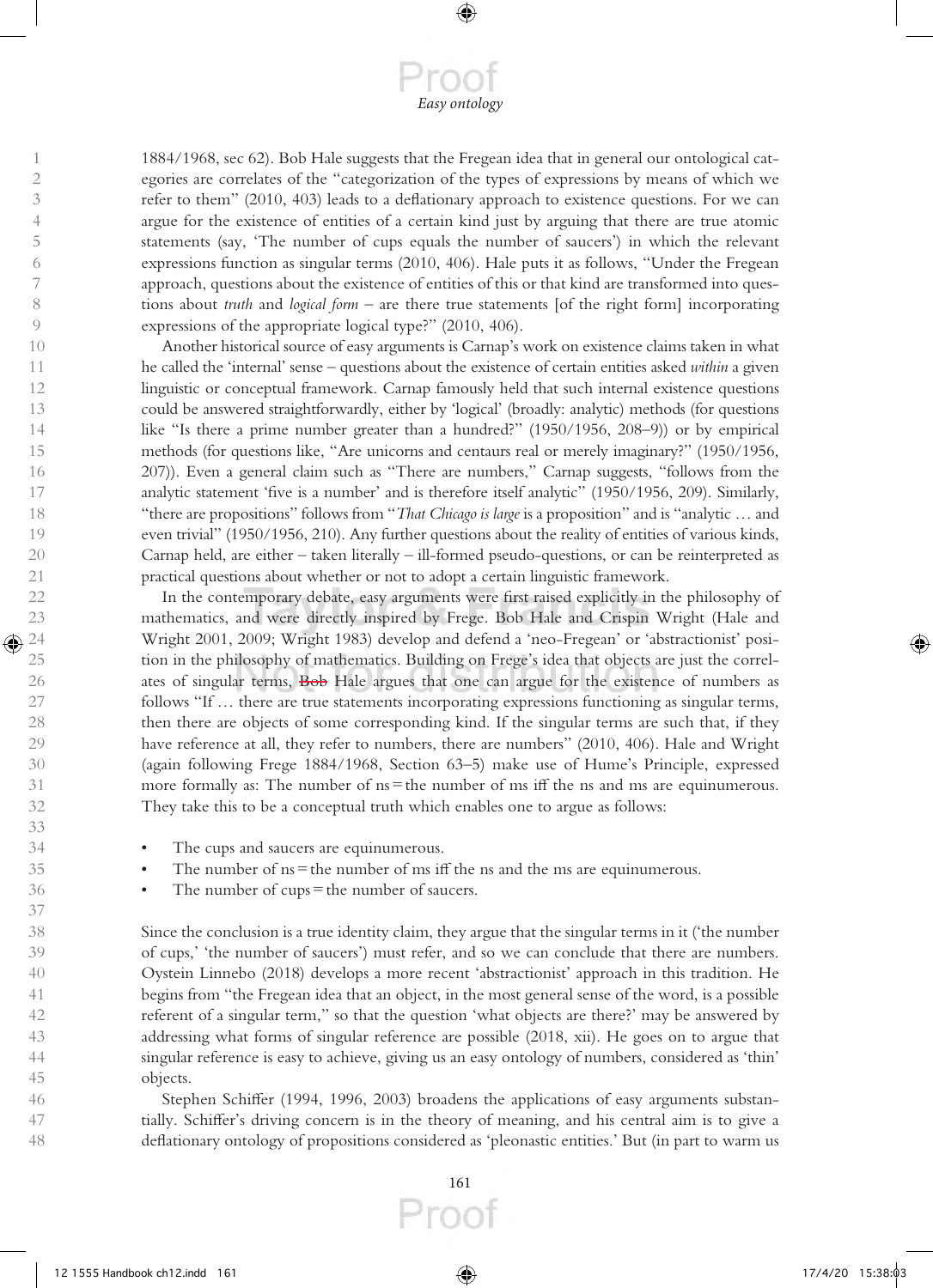1884/1968, sec 62). Bob Hale suggests that the Fregean idea that in general our ontological categories are correlates of the "categorization of the types of expressions by means of which we refer to them" (2010, 403) leads to a deflationary approach to existence questions. For we can argue for the existence of entities of a certain kind just by arguing that there are true atomic statements (say, 'The number of cups equals the number of saucers') in which the relevant expressions function as singular terms (2010, 406). Hale puts it as follows, "Under the Fregean approach, questions about the existence of entities of this or that kind are transformed into questions about *truth* and *logical form* – are there true statements [of the right form] incorporating expressions of the appropriate logical type?" (2010, 406).

Another historical source of easy arguments is Carnap's work on existence claims taken in what he called the 'internal' sense – questions about the existence of certain entities asked *within* a given linguistic or conceptual framework. Carnap famously held that such internal existence questions could be answered straightforwardly, either by 'logical' (broadly: analytic) methods (for questions like "Is there a prime number greater than a hundred?" (1950/1956, 208–9)) or by empirical methods (for questions like, "Are unicorns and centaurs real or merely imaginary?" (1950/1956, 207)). Even a general claim such as "There are numbers," Carnap suggests, "follows from the analytic statement 'five is a number' and is therefore itself analytic" (1950/1956, 209). Similarly, "there are propositions" follows from "*That Chicago is large* is a proposition" and is "analytic … and even trivial" (1950/1956, 210). Any further questions about the reality of entities of various kinds, Carnap held, are either – taken literally – ill-formed pseudo-questions, or can be reinterpreted as practical questions about whether or not to adopt a certain linguistic framework.

In the contemporary debate, easy arguments were first raised explicitly in the philosophy of mathematics, and were directly inspired by Frege. Bob Hale and Crispin Wright (Hale and Wright 2001, 2009; Wright 1983) develop and defend a 'neo-Fregean' or 'abstractionist' position in the philosophy of mathematics. Building on Frege's idea that objects are just the correlates of singular terms, ~~Bob~~ Hale argues that one can argue for the existence of numbers as follows "If … there are true statements incorporating expressions functioning as singular terms, then there are objects of some corresponding kind. If the singular terms are such that, if they have reference at all, they refer to numbers, there are numbers" (2010, 406). Hale and Wright (again following Frege 1884/1968, Section 63–5) make use of Hume's Principle, expressed more formally as: The number of ns = the number of ms iff the ns and ms are equinumerous. They take this to be a conceptual truth which enables one to argue as follows:

- The cups and saucers are equinumerous.
- The number of ns = the number of ms iff the ns and the ms are equinumerous.
- The number of cups = the number of saucers.

Since the conclusion is a true identity claim, they argue that the singular terms in it ('the number of cups,' 'the number of saucers') must refer, and so we can conclude that there are numbers. Oystein Linnebo (2018) develops a more recent 'abstractionist' approach in this tradition. He begins from "the Fregean idea that an object, in the most general sense of the word, is a possible referent of a singular term," so that the question 'what objects are there?' may be answered by addressing what forms of singular reference are possible (2018, xii). He goes on to argue that singular reference is easy to achieve, giving us an easy ontology of numbers, considered as 'thin' objects.

Stephen Schiffer (1994, 1996, 2003) broadens the applications of easy arguments substantially. Schiffer's driving concern is in the theory of meaning, and his central aim is to give a deflationary ontology of propositions considered as 'pleonastic entities.' But (in part to warm us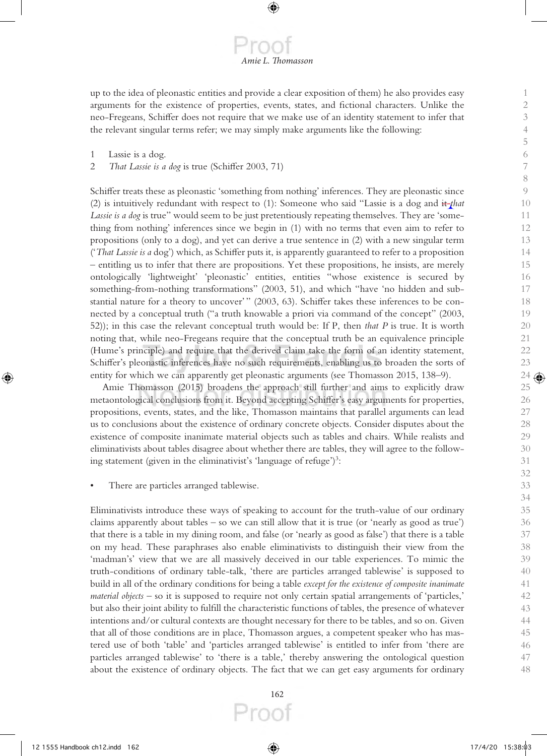up to the idea of pleonastic entities and provide a clear exposition of them) he also provides easy arguments for the existence of properties, events, states, and fictional characters. Unlike the neo-Fregeans, Schiffer does not require that we make use of an identity statement to infer that the relevant singular terms refer; we may simply make arguments like the following:

1 Lassie is a dog.
2 *That Lassie is a dog* is true (Schiffer 2003, 71)

Schiffer treats these as pleonastic 'something from nothing' inferences. They are pleonastic since (2) is intuitively redundant with respect to (1): Someone who said "Lassie is a dog and it *that Lassie is a dog* is true" would seem to be just pretentiously repeating themselves. They are 'something from nothing' inferences since we begin in (1) with no terms that even aim to refer to propositions (only to a dog), and yet can derive a true sentence in (2) with a new singular term ('*That Lassie is a* dog') which, as Schiffer puts it, is apparently guaranteed to refer to a proposition – entitling us to infer that there are propositions. Yet these propositions, he insists, are merely ontologically 'lightweight' 'pleonastic' entities, entities "whose existence is secured by something-from-nothing transformations" (2003, 51), and which "have 'no hidden and substantial nature for a theory to uncover'" (2003, 63). Schiffer takes these inferences to be connected by a conceptual truth ("a truth knowable a priori via command of the concept" (2003, 52)); in this case the relevant conceptual truth would be: If P, then *that P* is true. It is worth noting that, while neo-Fregeans require that the conceptual truth be an equivalence principle (Hume's principle) and require that the derived claim take the form of an identity statement, Schiffer's pleonastic inferences have no such requirements, enabling us to broaden the sorts of entity for which we can apparently get pleonastic arguments (see Thomasson 2015, 138–9).

Amie Thomasson (2015) broadens the approach still further and aims to explicitly draw metaontological conclusions from it. Beyond accepting Schiffer's easy arguments for properties, propositions, events, states, and the like, Thomasson maintains that parallel arguments can lead us to conclusions about the existence of ordinary concrete objects. Consider disputes about the existence of composite inanimate material objects such as tables and chairs. While realists and eliminativists about tables disagree about whether there are tables, they will agree to the following statement (given in the eliminativist's 'language of refuge')[3]:

- There are particles arranged tablewise.

Eliminativists introduce these ways of speaking to account for the truth-value of our ordinary claims apparently about tables – so we can still allow that it is true (or 'nearly as good as true') that there is a table in my dining room, and false (or 'nearly as good as false') that there is a table on my head. These paraphrases also enable eliminativists to distinguish their view from the 'madman's' view that we are all massively deceived in our table experiences. To mimic the truth-conditions of ordinary table-talk, 'there are particles arranged tablewise' is supposed to build in all of the ordinary conditions for being a table *except for the existence of composite inanimate material objects* – so it is supposed to require not only certain spatial arrangements of 'particles,' but also their joint ability to fulfill the characteristic functions of tables, the presence of whatever intentions and/or cultural contexts are thought necessary for there to be tables, and so on. Given that all of those conditions are in place, Thomasson argues, a competent speaker who has mastered use of both 'table' and 'particles arranged tablewise' is entitled to infer from 'there are particles arranged tablewise' to 'there is a table,' thereby answering the ontological question about the existence of ordinary objects. The fact that we can get easy arguments for ordinary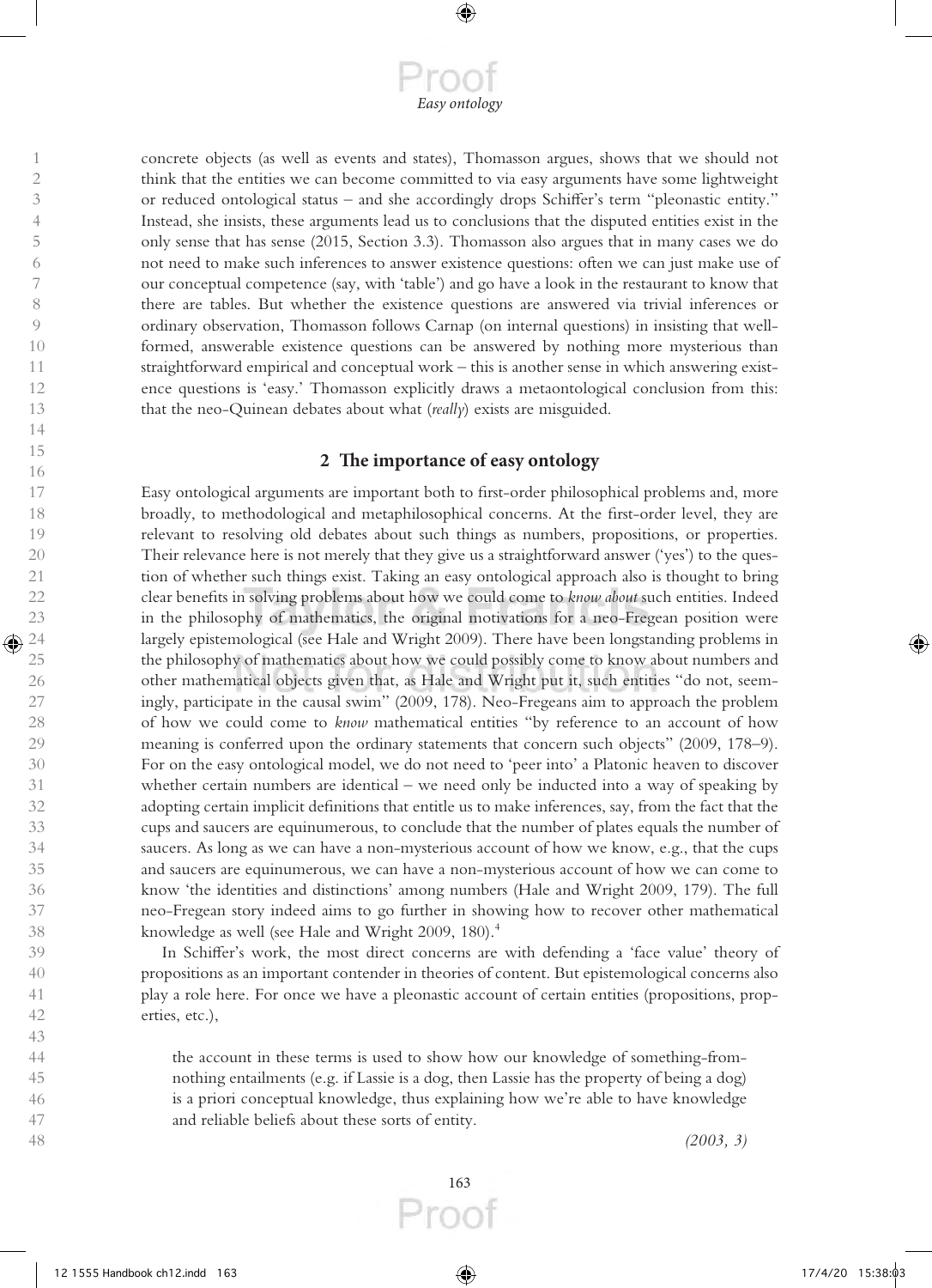concrete objects (as well as events and states), Thomasson argues, shows that we should not think that the entities we can become committed to via easy arguments have some lightweight or reduced ontological status – and she accordingly drops Schiffer's term "pleonastic entity." Instead, she insists, these arguments lead us to conclusions that the disputed entities exist in the only sense that has sense (2015, Section 3.3). Thomasson also argues that in many cases we do not need to make such inferences to answer existence questions: often we can just make use of our conceptual competence (say, with 'table') and go have a look in the restaurant to know that there are tables. But whether the existence questions are answered via trivial inferences or ordinary observation, Thomasson follows Carnap (on internal questions) in insisting that well-formed, answerable existence questions can be answered by nothing more mysterious than straightforward empirical and conceptual work – this is another sense in which answering existence questions is 'easy.' Thomasson explicitly draws a metaontological conclusion from this: that the neo-Quinean debates about what (*really*) exists are misguided.

## 2 The importance of easy ontology

Easy ontological arguments are important both to first-order philosophical problems and, more broadly, to methodological and metaphilosophical concerns. At the first-order level, they are relevant to resolving old debates about such things as numbers, propositions, or properties. Their relevance here is not merely that they give us a straightforward answer ('yes') to the question of whether such things exist. Taking an easy ontological approach also is thought to bring clear benefits in solving problems about how we could come to *know about* such entities. Indeed in the philosophy of mathematics, the original motivations for a neo-Fregean position were largely epistemological (see Hale and Wright 2009). There have been longstanding problems in the philosophy of mathematics about how we could possibly come to know about numbers and other mathematical objects given that, as Hale and Wright put it, such entities "do not, seemingly, participate in the causal swim" (2009, 178). Neo-Fregeans aim to approach the problem of how we could come to *know* mathematical entities "by reference to an account of how meaning is conferred upon the ordinary statements that concern such objects" (2009, 178–9). For on the easy ontological model, we do not need to 'peer into' a Platonic heaven to discover whether certain numbers are identical – we need only be inducted into a way of speaking by adopting certain implicit definitions that entitle us to make inferences, say, from the fact that the cups and saucers are equinumerous, to conclude that the number of plates equals the number of saucers. As long as we can have a non-mysterious account of how we know, e.g., that the cups and saucers are equinumerous, we can have a non-mysterious account of how we can come to know 'the identities and distinctions' among numbers (Hale and Wright 2009, 179). The full neo-Fregean story indeed aims to go further in showing how to recover other mathematical knowledge as well (see Hale and Wright 2009, 180).[4]

In Schiffer's work, the most direct concerns are with defending a 'face value' theory of propositions as an important contender in theories of content. But epistemological concerns also play a role here. For once we have a pleonastic account of certain entities (propositions, properties, etc.),

> the account in these terms is used to show how our knowledge of something-from-nothing entailments (e.g. if Lassie is a dog, then Lassie has the property of being a dog) is a priori conceptual knowledge, thus explaining how we're able to have knowledge and reliable beliefs about these sorts of entity.
>
> *(2003, 3)*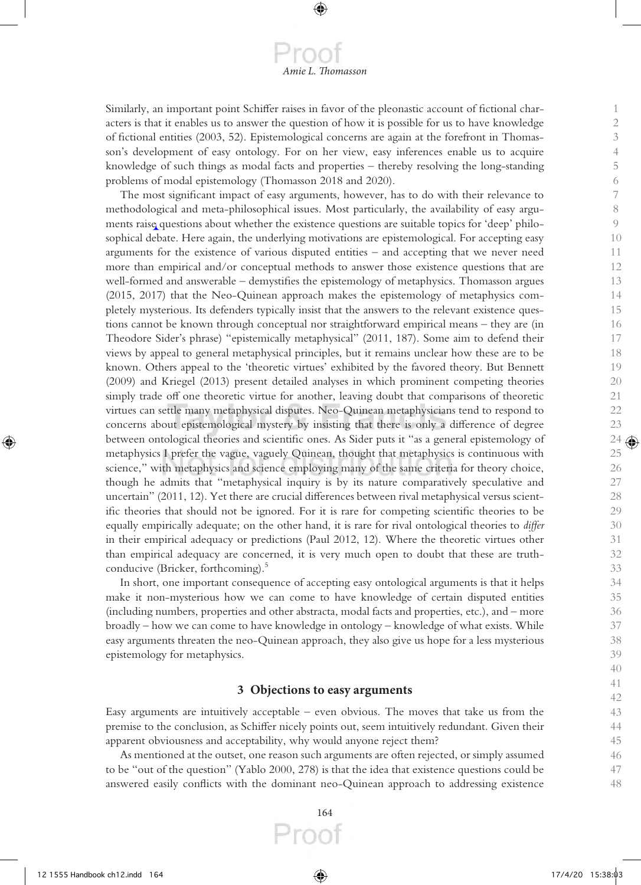Similarly, an important point Schiffer raises in favor of the pleonastic account of fictional characters is that it enables us to answer the question of how it is possible for us to have knowledge of fictional entities (2003, 52). Epistemological concerns are again at the forefront in Thomasson's development of easy ontology. For on her view, easy inferences enable us to acquire knowledge of such things as modal facts and properties – thereby resolving the long-standing problems of modal epistemology (Thomasson 2018 and 2020).

The most significant impact of easy arguments, however, has to do with their relevance to methodological and meta-philosophical issues. Most particularly, the availability of easy arguments raise questions about whether the existence questions are suitable topics for 'deep' philosophical debate. Here again, the underlying motivations are epistemological. For accepting easy arguments for the existence of various disputed entities – and accepting that we never need more than empirical and/or conceptual methods to answer those existence questions that are well-formed and answerable – demystifies the epistemology of metaphysics. Thomasson argues (2015, 2017) that the Neo-Quinean approach makes the epistemology of metaphysics completely mysterious. Its defenders typically insist that the answers to the relevant existence questions cannot be known through conceptual nor straightforward empirical means – they are (in Theodore Sider's phrase) "epistemically metaphysical" (2011, 187). Some aim to defend their views by appeal to general metaphysical principles, but it remains unclear how these are to be known. Others appeal to the 'theoretic virtues' exhibited by the favored theory. But Bennett (2009) and Kriegel (2013) present detailed analyses in which prominent competing theories simply trade off one theoretic virtue for another, leaving doubt that comparisons of theoretic virtues can settle many metaphysical disputes. Neo-Quinean metaphysicians tend to respond to concerns about epistemological mystery by insisting that there is only a difference of degree between ontological theories and scientific ones. As Sider puts it "as a general epistemology of metaphysics I prefer the vague, vaguely Quinean, thought that metaphysics is continuous with science," with metaphysics and science employing many of the same criteria for theory choice, though he admits that "metaphysical inquiry is by its nature comparatively speculative and uncertain" (2011, 12). Yet there are crucial differences between rival metaphysical versus scientific theories that should not be ignored. For it is rare for competing scientific theories to be equally empirically adequate; on the other hand, it is rare for rival ontological theories to *differ* in their empirical adequacy or predictions (Paul 2012, 12). Where the theoretic virtues other than empirical adequacy are concerned, it is very much open to doubt that these are truth-conducive (Bricker, forthcoming).[5]

In short, one important consequence of accepting easy ontological arguments is that it helps make it non-mysterious how we can come to have knowledge of certain disputed entities (including numbers, properties and other abstracta, modal facts and properties, etc.), and – more broadly – how we can come to have knowledge in ontology – knowledge of what exists. While easy arguments threaten the neo-Quinean approach, they also give us hope for a less mysterious epistemology for metaphysics.

## 3 Objections to easy arguments

Easy arguments are intuitively acceptable – even obvious. The moves that take us from the premise to the conclusion, as Schiffer nicely points out, seem intuitively redundant. Given their apparent obviousness and acceptability, why would anyone reject them?

As mentioned at the outset, one reason such arguments are often rejected, or simply assumed to be "out of the question" (Yablo 2000, 278) is that the idea that existence questions could be answered easily conflicts with the dominant neo-Quinean approach to addressing existence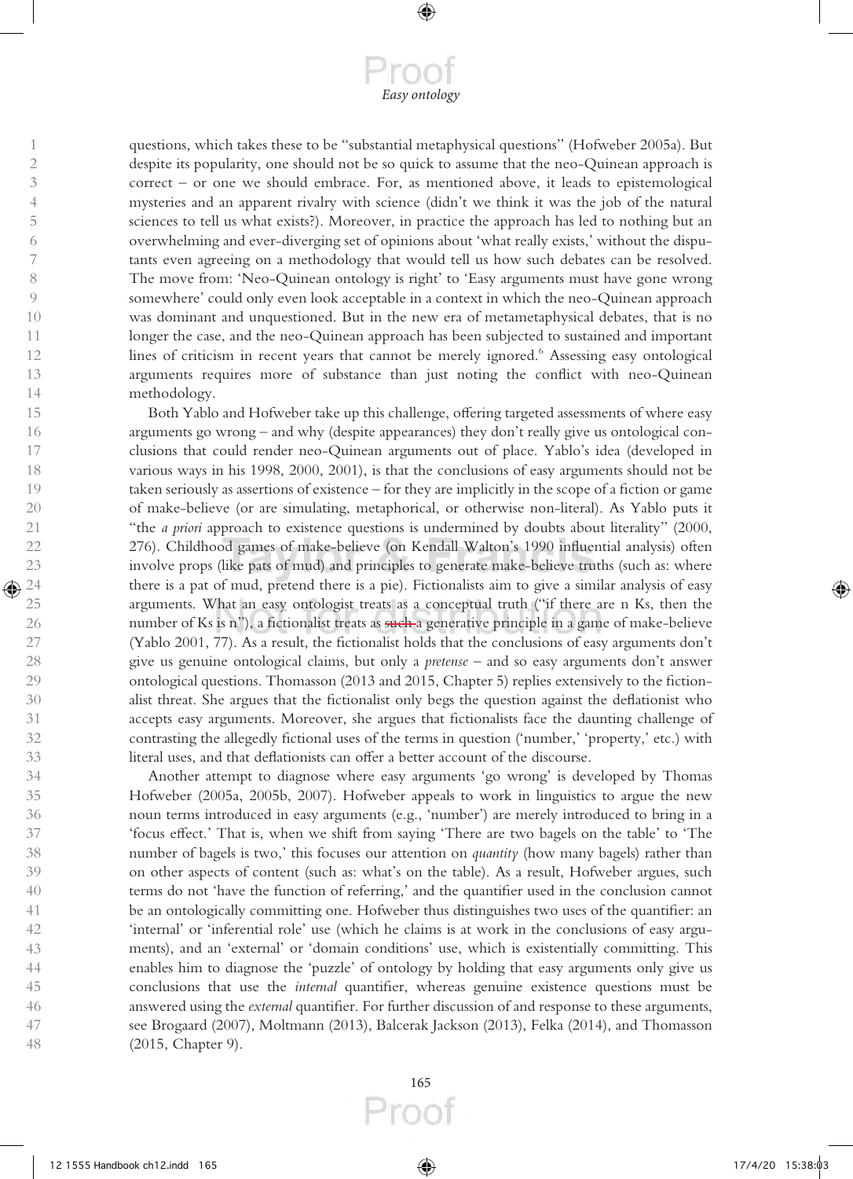questions, which takes these to be "substantial metaphysical questions" (Hofweber 2005a). But despite its popularity, one should not be so quick to assume that the neo-Quinean approach is correct – or one we should embrace. For, as mentioned above, it leads to epistemological mysteries and an apparent rivalry with science (didn't we think it was the job of the natural sciences to tell us what exists?). Moreover, in practice the approach has led to nothing but an overwhelming and ever-diverging set of opinions about 'what really exists,' without the disputants even agreeing on a methodology that would tell us how such debates can be resolved. The move from: 'Neo-Quinean ontology is right' to 'Easy arguments must have gone wrong somewhere' could only even look acceptable in a context in which the neo-Quinean approach was dominant and unquestioned. But in the new era of metametaphysical debates, that is no longer the case, and the neo-Quinean approach has been subjected to sustained and important lines of criticism in recent years that cannot be merely ignored.[6] Assessing easy ontological arguments requires more of substance than just noting the conflict with neo-Quinean methodology.

Both Yablo and Hofweber take up this challenge, offering targeted assessments of where easy arguments go wrong – and why (despite appearances) they don't really give us ontological conclusions that could render neo-Quinean arguments out of place. Yablo's idea (developed in various ways in his 1998, 2000, 2001), is that the conclusions of easy arguments should not be taken seriously as assertions of existence – for they are implicitly in the scope of a fiction or game of make-believe (or are simulating, metaphorical, or otherwise non-literal). As Yablo puts it "the *a priori* approach to existence questions is undermined by doubts about literality" (2000, 276). Childhood games of make-believe (on Kendall Walton's 1990 influential analysis) often involve props (like pats of mud) and principles to generate make-believe truths (such as: where there is a pat of mud, pretend there is a pie). Fictionalists aim to give a similar analysis of easy arguments. What an easy ontologist treats as a conceptual truth ("if there are n Ks, then the number of Ks is n"), a fictionalist treats as ~~such~~ a generative principle in a game of make-believe (Yablo 2001, 77). As a result, the fictionalist holds that the conclusions of easy arguments don't give us genuine ontological claims, but only a *pretense* – and so easy arguments don't answer ontological questions. Thomasson (2013 and 2015, Chapter 5) replies extensively to the fictionalist threat. She argues that the fictionalist only begs the question against the deflationist who accepts easy arguments. Moreover, she argues that fictionalists face the daunting challenge of contrasting the allegedly fictional uses of the terms in question ('number,' 'property,' etc.) with literal uses, and that deflationists can offer a better account of the discourse.

Another attempt to diagnose where easy arguments 'go wrong' is developed by Thomas Hofweber (2005a, 2005b, 2007). Hofweber appeals to work in linguistics to argue the new noun terms introduced in easy arguments (e.g., 'number') are merely introduced to bring in a 'focus effect.' That is, when we shift from saying 'There are two bagels on the table' to 'The number of bagels is two,' this focuses our attention on *quantity* (how many bagels) rather than on other aspects of content (such as: what's on the table). As a result, Hofweber argues, such terms do not 'have the function of referring,' and the quantifier used in the conclusion cannot be an ontologically committing one. Hofweber thus distinguishes two uses of the quantifier: an 'internal' or 'inferential role' use (which he claims is at work in the conclusions of easy arguments), and an 'external' or 'domain conditions' use, which is existentially committing. This enables him to diagnose the 'puzzle' of ontology by holding that easy arguments only give us conclusions that use the *internal* quantifier, whereas genuine existence questions must be answered using the *external* quantifier. For further discussion of and response to these arguments, see Brogaard (2007), Moltmann (2013), Balcerak Jackson (2013), Felka (2014), and Thomasson (2015, Chapter 9).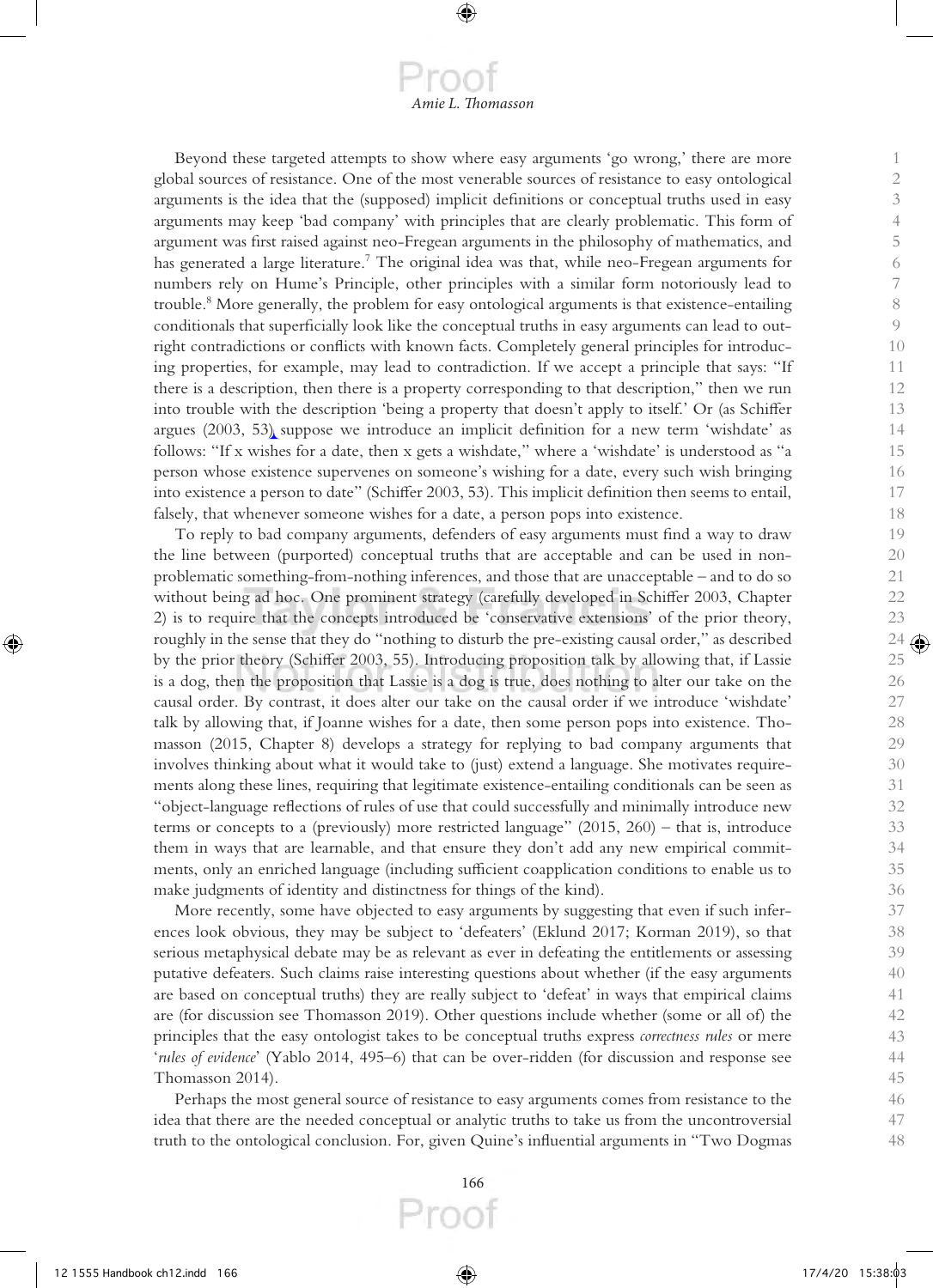Beyond these targeted attempts to show where easy arguments 'go wrong,' there are more global sources of resistance. One of the most venerable sources of resistance to easy ontological arguments is the idea that the (supposed) implicit definitions or conceptual truths used in easy arguments may keep 'bad company' with principles that are clearly problematic. This form of argument was first raised against neo-Fregean arguments in the philosophy of mathematics, and has generated a large literature.[7] The original idea was that, while neo-Fregean arguments for numbers rely on Hume's Principle, other principles with a similar form notoriously lead to trouble.[8] More generally, the problem for easy ontological arguments is that existence-entailing conditionals that superficially look like the conceptual truths in easy arguments can lead to outright contradictions or conflicts with known facts. Completely general principles for introducing properties, for example, may lead to contradiction. If we accept a principle that says: "If there is a description, then there is a property corresponding to that description," then we run into trouble with the description 'being a property that doesn't apply to itself.' Or (as Schiffer argues (2003, 53), suppose we introduce an implicit definition for a new term 'wishdate' as follows: "If x wishes for a date, then x gets a wishdate," where a 'wishdate' is understood as "a person whose existence supervenes on someone's wishing for a date, every such wish bringing into existence a person to date" (Schiffer 2003, 53). This implicit definition then seems to entail, falsely, that whenever someone wishes for a date, a person pops into existence.

To reply to bad company arguments, defenders of easy arguments must find a way to draw the line between (purported) conceptual truths that are acceptable and can be used in non-problematic something-from-nothing inferences, and those that are unacceptable – and to do so without being ad hoc. One prominent strategy (carefully developed in Schiffer 2003, Chapter 2) is to require that the concepts introduced be 'conservative extensions' of the prior theory, roughly in the sense that they do "nothing to disturb the pre-existing causal order," as described by the prior theory (Schiffer 2003, 55). Introducing proposition talk by allowing that, if Lassie is a dog, then the proposition that Lassie is a dog is true, does nothing to alter our take on the causal order. By contrast, it does alter our take on the causal order if we introduce 'wishdate' talk by allowing that, if Joanne wishes for a date, then some person pops into existence. Thomasson (2015, Chapter 8) develops a strategy for replying to bad company arguments that involves thinking about what it would take to (just) extend a language. She motivates requirements along these lines, requiring that legitimate existence-entailing conditionals can be seen as "object-language reflections of rules of use that could successfully and minimally introduce new terms or concepts to a (previously) more restricted language" (2015, 260) – that is, introduce them in ways that are learnable, and that ensure they don't add any new empirical commitments, only an enriched language (including sufficient coapplication conditions to enable us to make judgments of identity and distinctness for things of the kind).

More recently, some have objected to easy arguments by suggesting that even if such inferences look obvious, they may be subject to 'defeaters' (Eklund 2017; Korman 2019), so that serious metaphysical debate may be as relevant as ever in defeating the entitlements or assessing putative defeaters. Such claims raise interesting questions about whether (if the easy arguments are based on conceptual truths) they are really subject to 'defeat' in ways that empirical claims are (for discussion see Thomasson 2019). Other questions include whether (some or all of) the principles that the easy ontologist takes to be conceptual truths express *correctness rules* or mere '*rules of evidence*' (Yablo 2014, 495–6) that can be over-ridden (for discussion and response see Thomasson 2014).

Perhaps the most general source of resistance to easy arguments comes from resistance to the idea that there are the needed conceptual or analytic truths to take us from the uncontroversial truth to the ontological conclusion. For, given Quine's influential arguments in "Two Dogmas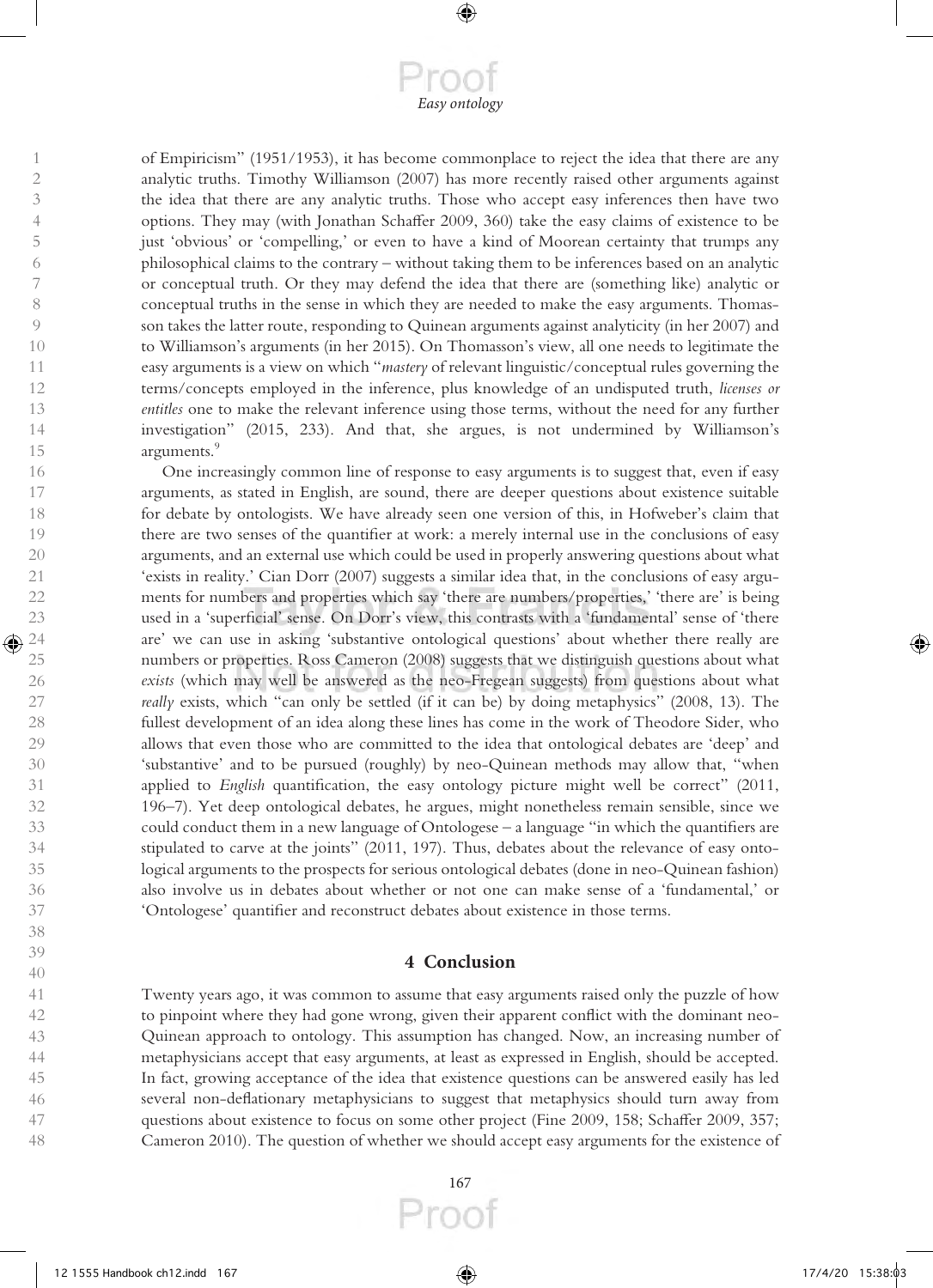of Empiricism" (1951/1953), it has become commonplace to reject the idea that there are any analytic truths. Timothy Williamson (2007) has more recently raised other arguments against the idea that there are any analytic truths. Those who accept easy inferences then have two options. They may (with Jonathan Schaffer 2009, 360) take the easy claims of existence to be just 'obvious' or 'compelling,' or even to have a kind of Moorean certainty that trumps any philosophical claims to the contrary – without taking them to be inferences based on an analytic or conceptual truth. Or they may defend the idea that there are (something like) analytic or conceptual truths in the sense in which they are needed to make the easy arguments. Thomasson takes the latter route, responding to Quinean arguments against analyticity (in her 2007) and to Williamson's arguments (in her 2015). On Thomasson's view, all one needs to legitimate the easy arguments is a view on which "*mastery* of relevant linguistic/conceptual rules governing the terms/concepts employed in the inference, plus knowledge of an undisputed truth, *licenses or entitles* one to make the relevant inference using those terms, without the need for any further investigation" (2015, 233). And that, she argues, is not undermined by Williamson's arguments.[9]

One increasingly common line of response to easy arguments is to suggest that, even if easy arguments, as stated in English, are sound, there are deeper questions about existence suitable for debate by ontologists. We have already seen one version of this, in Hofweber's claim that there are two senses of the quantifier at work: a merely internal use in the conclusions of easy arguments, and an external use which could be used in properly answering questions about what 'exists in reality.' Cian Dorr (2007) suggests a similar idea that, in the conclusions of easy arguments for numbers and properties which say 'there are numbers/properties,' 'there are' is being used in a 'superficial' sense. On Dorr's view, this contrasts with a 'fundamental' sense of 'there are' we can use in asking 'substantive ontological questions' about whether there really are numbers or properties. Ross Cameron (2008) suggests that we distinguish questions about what *exists* (which may well be answered as the neo-Fregean suggests) from questions about what *really* exists, which "can only be settled (if it can be) by doing metaphysics" (2008, 13). The fullest development of an idea along these lines has come in the work of Theodore Sider, who allows that even those who are committed to the idea that ontological debates are 'deep' and 'substantive' and to be pursued (roughly) by neo-Quinean methods may allow that, "when applied to *English* quantification, the easy ontology picture might well be correct" (2011, 196–7). Yet deep ontological debates, he argues, might nonetheless remain sensible, since we could conduct them in a new language of Ontologese – a language "in which the quantifiers are stipulated to carve at the joints" (2011, 197). Thus, debates about the relevance of easy ontological arguments to the prospects for serious ontological debates (done in neo-Quinean fashion) also involve us in debates about whether or not one can make sense of a 'fundamental,' or 'Ontologese' quantifier and reconstruct debates about existence in those terms.

## 4 Conclusion

Twenty years ago, it was common to assume that easy arguments raised only the puzzle of how to pinpoint where they had gone wrong, given their apparent conflict with the dominant neo-Quinean approach to ontology. This assumption has changed. Now, an increasing number of metaphysicians accept that easy arguments, at least as expressed in English, should be accepted. In fact, growing acceptance of the idea that existence questions can be answered easily has led several non-deflationary metaphysicians to suggest that metaphysics should turn away from questions about existence to focus on some other project (Fine 2009, 158; Schaffer 2009, 357; Cameron 2010). The question of whether we should accept easy arguments for the existence of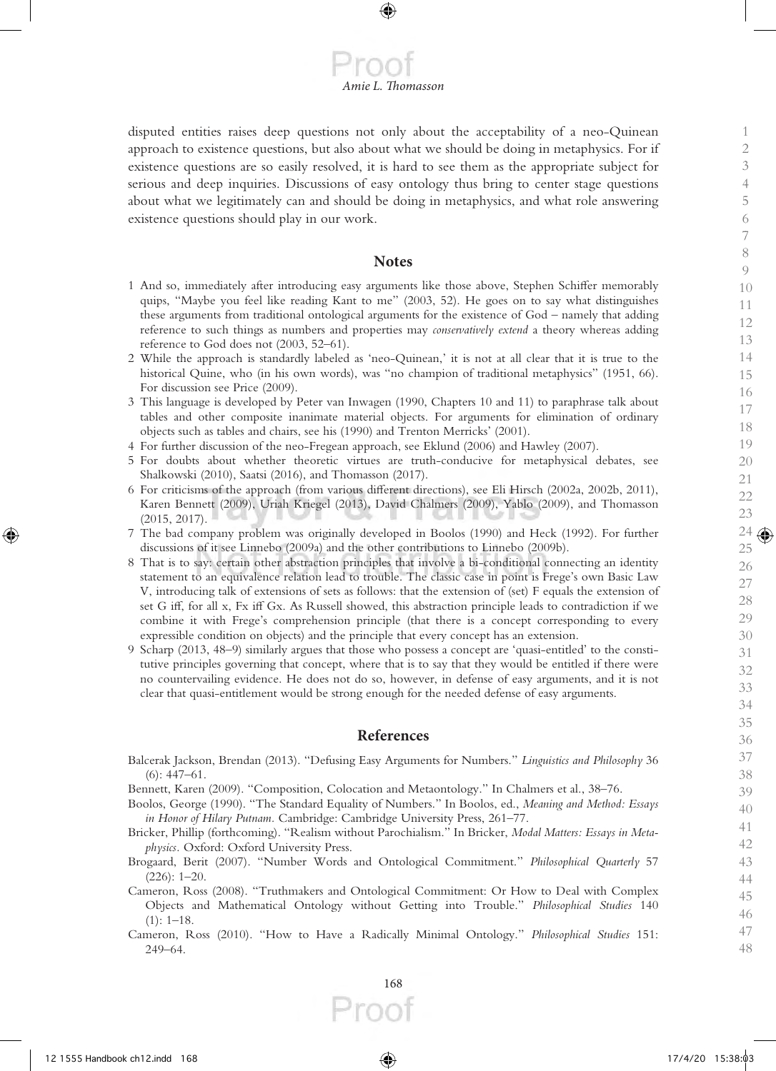disputed entities raises deep questions not only about the acceptability of a neo-Quinean approach to existence questions, but also about what we should be doing in metaphysics. For if existence questions are so easily resolved, it is hard to see them as the appropriate subject for serious and deep inquiries. Discussions of easy ontology thus bring to center stage questions about what we legitimately can and should be doing in metaphysics, and what role answering existence questions should play in our work.

## Notes

1 And so, immediately after introducing easy arguments like those above, Stephen Schiffer memorably quips, "Maybe you feel like reading Kant to me" (2003, 52). He goes on to say what distinguishes these arguments from traditional ontological arguments for the existence of God – namely that adding reference to such things as numbers and properties may *conservatively extend* a theory whereas adding reference to God does not (2003, 52–61).

2 While the approach is standardly labeled as 'neo-Quinean,' it is not at all clear that it is true to the historical Quine, who (in his own words), was "no champion of traditional metaphysics" (1951, 66). For discussion see Price (2009).

3 This language is developed by Peter van Inwagen (1990, Chapters 10 and 11) to paraphrase talk about tables and other composite inanimate material objects. For arguments for elimination of ordinary objects such as tables and chairs, see his (1990) and Trenton Merricks' (2001).

4 For further discussion of the neo-Fregean approach, see Eklund (2006) and Hawley (2007).

5 For doubts about whether theoretic virtues are truth-conducive for metaphysical debates, see Shalkowski (2010), Saatsi (2016), and Thomasson (2017).

6 For criticisms of the approach (from various different directions), see Eli Hirsch (2002a, 2002b, 2011), Karen Bennett (2009), Uriah Kriegel (2013), David Chalmers (2009), Yablo (2009), and Thomasson (2015, 2017).

7 The bad company problem was originally developed in Boolos (1990) and Heck (1992). For further discussions of it see Linnebo (2009a) and the other contributions to Linnebo (2009b).

8 That is to say: certain other abstraction principles that involve a bi-conditional connecting an identity statement to an equivalence relation lead to trouble. The classic case in point is Frege's own Basic Law V, introducing talk of extensions of sets as follows: that the extension of (set) F equals the extension of set G iff, for all x, Fx iff Gx. As Russell showed, this abstraction principle leads to contradiction if we combine it with Frege's comprehension principle (that there is a concept corresponding to every expressible condition on objects) and the principle that every concept has an extension.

9 Scharp (2013, 48–9) similarly argues that those who possess a concept are 'quasi-entitled' to the constitutive principles governing that concept, where that is to say that they would be entitled if there were no countervailing evidence. He does not do so, however, in defense of easy arguments, and it is not clear that quasi-entitlement would be strong enough for the needed defense of easy arguments.

## References

Balcerak Jackson, Brendan (2013). "Defusing Easy Arguments for Numbers." *Linguistics and Philosophy* 36 (6): 447–61.

Bennett, Karen (2009). "Composition, Colocation and Metaontology." In Chalmers et al., 38–76.

Boolos, George (1990). "The Standard Equality of Numbers." In Boolos, ed., *Meaning and Method: Essays in Honor of Hilary Putnam*. Cambridge: Cambridge University Press, 261–77.

Bricker, Phillip (forthcoming). "Realism without Parochialism." In Bricker, *Modal Matters: Essays in Metaphysics*. Oxford: Oxford University Press.

Brogaard, Berit (2007). "Number Words and Ontological Commitment." *Philosophical Quarterly* 57 (226): 1–20.

Cameron, Ross (2008). "Truthmakers and Ontological Commitment: Or How to Deal with Complex Objects and Mathematical Ontology without Getting into Trouble." *Philosophical Studies* 140 (1): 1–18.

Cameron, Ross (2010). "How to Have a Radically Minimal Ontology." *Philosophical Studies* 151: 249–64.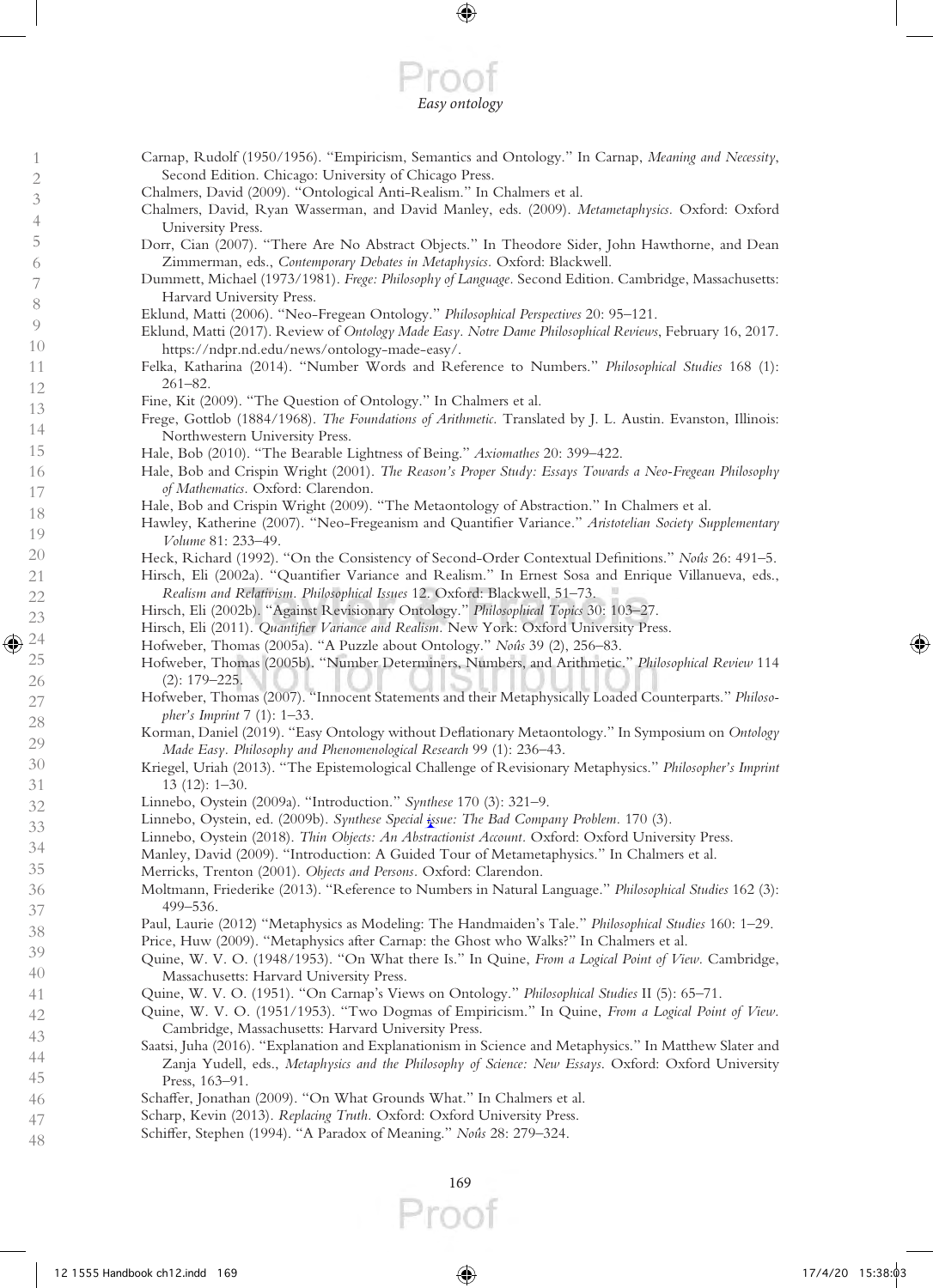Carnap, Rudolf (1950/1956). "Empiricism, Semantics and Ontology." In Carnap, *Meaning and Necessity*, Second Edition. Chicago: University of Chicago Press.

Chalmers, David (2009). "Ontological Anti-Realism." In Chalmers et al.

Chalmers, David, Ryan Wasserman, and David Manley, eds. (2009). *Metametaphysics*. Oxford: Oxford University Press.

Dorr, Cian (2007). "There Are No Abstract Objects." In Theodore Sider, John Hawthorne, and Dean Zimmerman, eds., *Contemporary Debates in Metaphysics*. Oxford: Blackwell.

Dummett, Michael (1973/1981). *Frege: Philosophy of Language*. Second Edition. Cambridge, Massachusetts: Harvard University Press.

Eklund, Matti (2006). "Neo-Fregean Ontology." *Philosophical Perspectives* 20: 95–121.

Eklund, Matti (2017). Review of *Ontology Made Easy*. *Notre Dame Philosophical Reviews*, February 16, 2017. https://ndpr.nd.edu/news/ontology-made-easy/.

Felka, Katharina (2014). "Number Words and Reference to Numbers." *Philosophical Studies* 168 (1): 261–82.

Fine, Kit (2009). "The Question of Ontology." In Chalmers et al.

Frege, Gottlob (1884/1968). *The Foundations of Arithmetic*. Translated by J. L. Austin. Evanston, Illinois: Northwestern University Press.

Hale, Bob (2010). "The Bearable Lightness of Being." *Axiomathes* 20: 399–422.

Hale, Bob and Crispin Wright (2001). *The Reason's Proper Study: Essays Towards a Neo-Fregean Philosophy of Mathematics*. Oxford: Clarendon.

Hale, Bob and Crispin Wright (2009). "The Metaontology of Abstraction." In Chalmers et al.

Hawley, Katherine (2007). "Neo-Fregeanism and Quantifier Variance." *Aristotelian Society Supplementary Volume* 81: 233–49.

Heck, Richard (1992). "On the Consistency of Second-Order Contextual Definitions." *Noûs* 26: 491–5.

Hirsch, Eli (2002a). "Quantifier Variance and Realism." In Ernest Sosa and Enrique Villanueva, eds., *Realism and Relativism. Philosophical Issues* 12. Oxford: Blackwell, 51–73.

Hirsch, Eli (2002b). "Against Revisionary Ontology." *Philosophical Topics* 30: 103–27.

Hirsch, Eli (2011). *Quantifier Variance and Realism*. New York: Oxford University Press.

Hofweber, Thomas (2005a). "A Puzzle about Ontology." *Noûs* 39 (2), 256–83.

Hofweber, Thomas (2005b). "Number Determiners, Numbers, and Arithmetic." *Philosophical Review* 114 (2): 179–225.

Hofweber, Thomas (2007). "Innocent Statements and their Metaphysically Loaded Counterparts." *Philosopher's Imprint* 7 (1): 1–33.

Korman, Daniel (2019). "Easy Ontology without Deflationary Metaontology." In Symposium on *Ontology Made Easy*. *Philosophy and Phenomenological Research* 99 (1): 236–43.

Kriegel, Uriah (2013). "The Epistemological Challenge of Revisionary Metaphysics." *Philosopher's Imprint* 13 (12): 1–30.

Linnebo, Oystein (2009a). "Introduction." *Synthese* 170 (3): 321–9.

Linnebo, Oystein, ed. (2009b). *Synthese Special issue: The Bad Company Problem*. 170 (3).

Linnebo, Oystein (2018). *Thin Objects: An Abstractionist Account*. Oxford: Oxford University Press.

Manley, David (2009). "Introduction: A Guided Tour of Metametaphysics." In Chalmers et al.

Merricks, Trenton (2001). *Objects and Persons*. Oxford: Clarendon.

Moltmann, Friederike (2013). "Reference to Numbers in Natural Language." *Philosophical Studies* 162 (3): 499–536.

Paul, Laurie (2012) "Metaphysics as Modeling: The Handmaiden's Tale." *Philosophical Studies* 160: 1–29.

Price, Huw (2009). "Metaphysics after Carnap: the Ghost who Walks?" In Chalmers et al.

Quine, W. V. O. (1948/1953). "On What there Is." In Quine, *From a Logical Point of View*. Cambridge, Massachusetts: Harvard University Press.

Quine, W. V. O. (1951). "On Carnap's Views on Ontology." *Philosophical Studies* II (5): 65–71.

Quine, W. V. O. (1951/1953). "Two Dogmas of Empiricism." In Quine, *From a Logical Point of View*. Cambridge, Massachusetts: Harvard University Press.

Saatsi, Juha (2016). "Explanation and Explanationism in Science and Metaphysics." In Matthew Slater and Zanja Yudell, eds., *Metaphysics and the Philosophy of Science: New Essays*. Oxford: Oxford University Press, 163–91.

Schaffer, Jonathan (2009). "On What Grounds What." In Chalmers et al.

Scharp, Kevin (2013). *Replacing Truth*. Oxford: Oxford University Press.

Schiffer, Stephen (1994). "A Paradox of Meaning." *Noûs* 28: 279–324.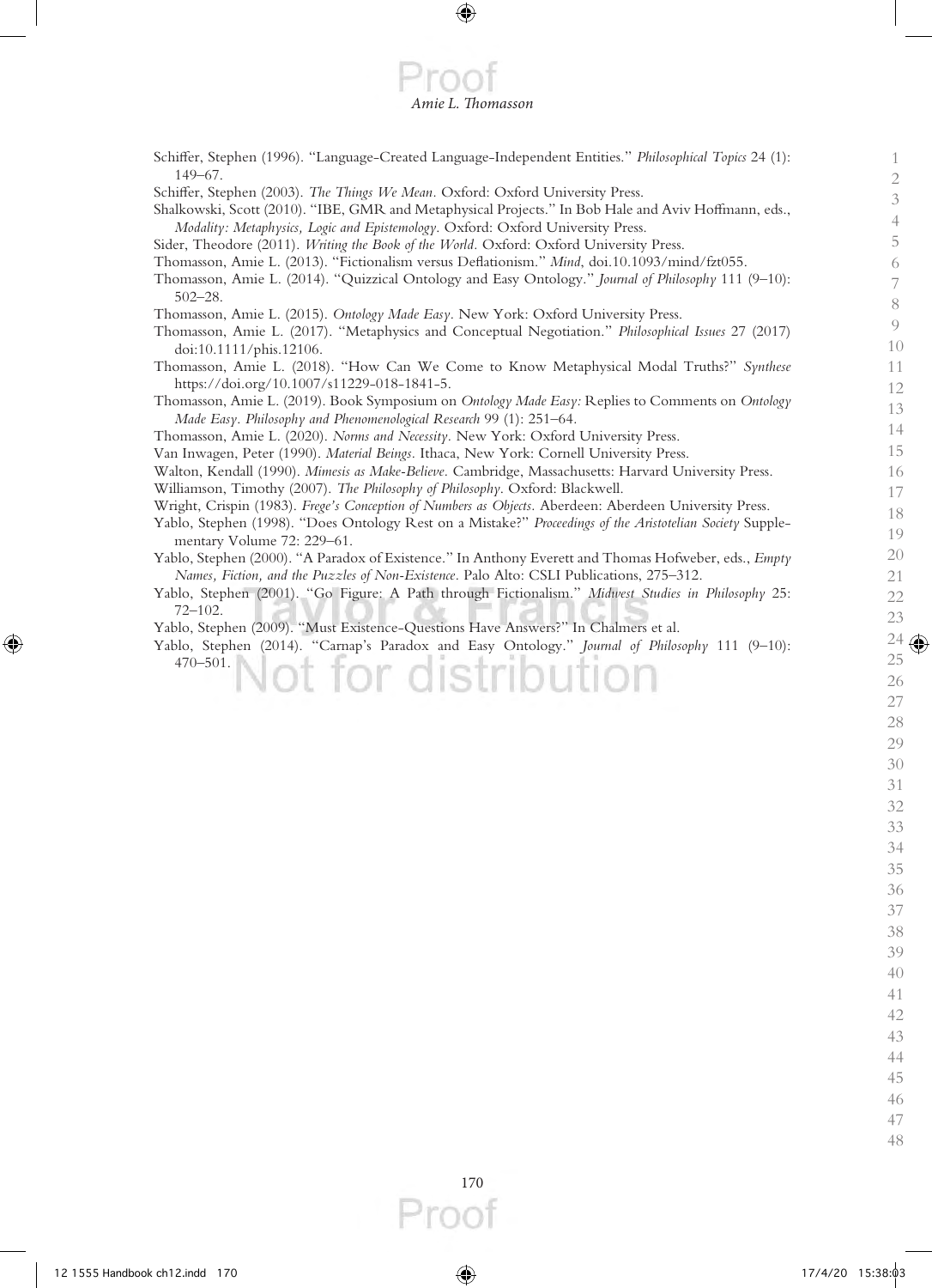Schiffer, Stephen (1996). "Language-Created Language-Independent Entities." *Philosophical Topics* 24 (1): 149–67.

Schiffer, Stephen (2003). *The Things We Mean*. Oxford: Oxford University Press.

Shalkowski, Scott (2010). "IBE, GMR and Metaphysical Projects." In Bob Hale and Aviv Hoffmann, eds., *Modality: Metaphysics, Logic and Epistemology*. Oxford: Oxford University Press.

Sider, Theodore (2011). *Writing the Book of the World*. Oxford: Oxford University Press.

Thomasson, Amie L. (2013). "Fictionalism versus Deflationism." *Mind*, doi.10.1093/mind/fzt055.

Thomasson, Amie L. (2014). "Quizzical Ontology and Easy Ontology." *Journal of Philosophy* 111 (9–10): 502–28.

Thomasson, Amie L. (2015). *Ontology Made Easy*. New York: Oxford University Press.

Thomasson, Amie L. (2017). "Metaphysics and Conceptual Negotiation." *Philosophical Issues* 27 (2017) doi:10.1111/phis.12106.

Thomasson, Amie L. (2018). "How Can We Come to Know Metaphysical Modal Truths?" *Synthese* https://doi.org/10.1007/s11229-018-1841-5.

Thomasson, Amie L. (2019). Book Symposium on *Ontology Made Easy:* Replies to Comments on *Ontology Made Easy*. *Philosophy and Phenomenological Research* 99 (1): 251–64.

Thomasson, Amie L. (2020). *Norms and Necessity*. New York: Oxford University Press.

Van Inwagen, Peter (1990). *Material Beings*. Ithaca, New York: Cornell University Press.

Walton, Kendall (1990). *Mimesis as Make-Believe*. Cambridge, Massachusetts: Harvard University Press.

Williamson, Timothy (2007). *The Philosophy of Philosophy*. Oxford: Blackwell.

Wright, Crispin (1983). *Frege's Conception of Numbers as Objects*. Aberdeen: Aberdeen University Press.

Yablo, Stephen (1998). "Does Ontology Rest on a Mistake?" *Proceedings of the Aristotelian Society* Supplementary Volume 72: 229–61.

Yablo, Stephen (2000). "A Paradox of Existence." In Anthony Everett and Thomas Hofweber, eds., *Empty Names, Fiction, and the Puzzles of Non-Existence*. Palo Alto: CSLI Publications, 275–312.

Yablo, Stephen (2001). "Go Figure: A Path through Fictionalism." *Midwest Studies in Philosophy* 25: 72–102.

Yablo, Stephen (2009). "Must Existence-Questions Have Answers?" In Chalmers et al.

Yablo, Stephen (2014). "Carnap's Paradox and Easy Ontology." *Journal of Philosophy* 111 (9–10): 470–501.